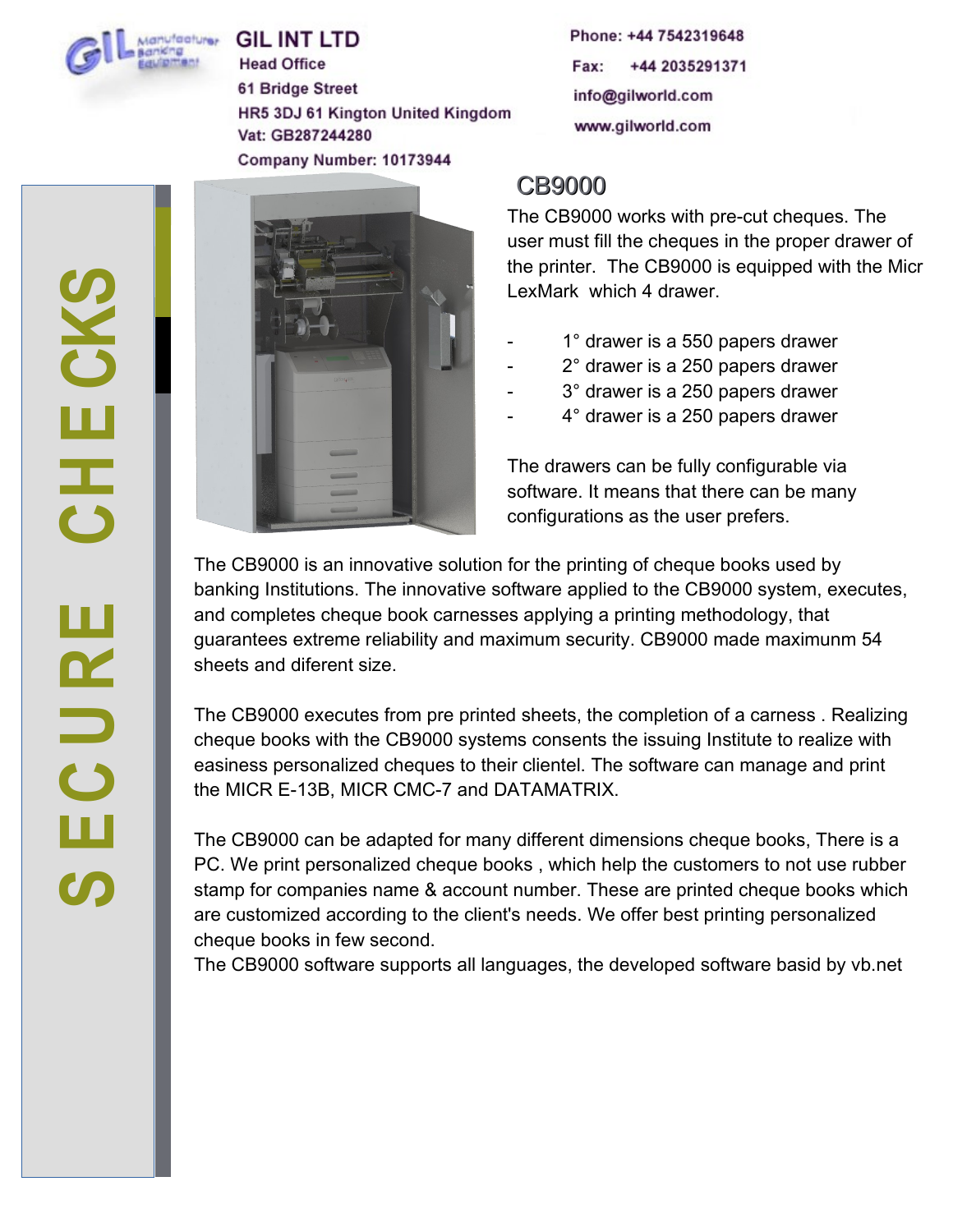# GIL INT LTD

Head Office
61 Bridge Street
HR5 3DJ 61 Kington United Kingdom
Vat: GB287244280
Company Number: 10173944

Phone: +44 7542319648
Fax: +44 2035291371
info@gilworld.com
www.gilworld.com

SECURE CHECKS

## CB9000

The CB9000 works with pre-cut cheques. The user must fill the cheques in the proper drawer of the printer. The CB9000 is equipped with the Micr LexMark which 4 drawer.

- 1° drawer is a 550 papers drawer
- 2° drawer is a 250 papers drawer
- 3° drawer is a 250 papers drawer
- 4° drawer is a 250 papers drawer

The drawers can be fully configurable via software. It means that there can be many configurations as the user prefers.

The CB9000 is an innovative solution for the printing of cheque books used by banking Institutions. The innovative software applied to the CB9000 system, executes, and completes cheque book carnesses applying a printing methodology, that guarantees extreme reliability and maximum security. CB9000 made maximunm 54 sheets and diferent size.

The CB9000 executes from pre printed sheets, the completion of a carness . Realizing cheque books with the CB9000 systems consents the issuing Institute to realize with easiness personalized cheques to their clientel. The software can manage and print the MICR E-13B, MICR CMC-7 and DATAMATRIX.

The CB9000 can be adapted for many different dimensions cheque books, There is a PC. We print personalized cheque books , which help the customers to not use rubber stamp for companies name & account number. These are printed cheque books which are customized according to the client's needs. We offer best printing personalized cheque books in few second.
The CB9000 software supports all languages, the developed software basid by vb.net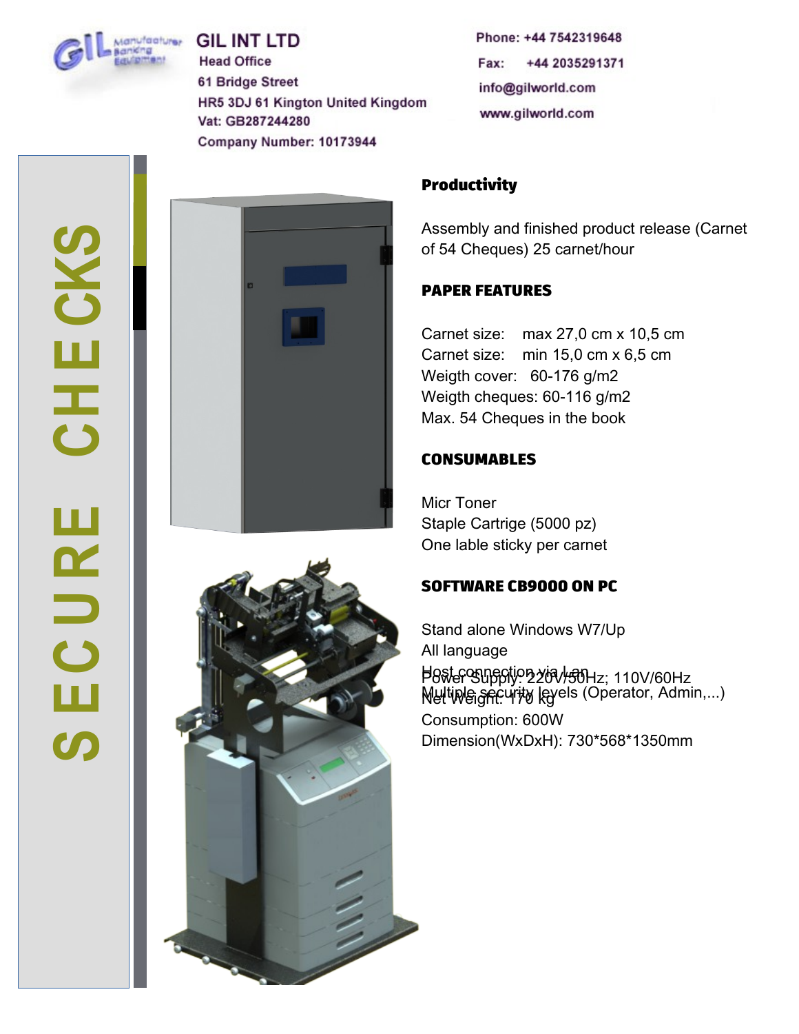GIL INT LTD

Head Office

61 Bridge Street

HR5 3DJ 61 Kington United Kingdom

Vat: GB287244280

Company Number: 10173944

Phone: +44 7542319648

Fax: +44 2035291371

info@gilworld.com

www.gilworld.com

SECURE CHECKS

## Productivity

Assembly and finished product release (Carnet of 54 Cheques) 25 carnet/hour

## PAPER FEATURES

Carnet size: max 27,0 cm x 10,5 cm

Carnet size: min 15,0 cm x 6,5 cm

Weigth cover: 60-176 g/m2

Weigth cheques: 60-116 g/m2

Max. 54 Cheques in the book

## CONSUMABLES

Micr Toner

Staple Cartrige (5000 pz)

One lable sticky per carnet

## SOFTWARE CB9000 ON PC

Stand alone Windows W7/Up

All language

Host connection via Lan

Multiple security levels (Operator, Admin,...)

Power Supply: 220V/50Hz; 110V/60Hz

Net Weight: 170 kg

Consumption: 600W

Dimension(WxDxH): 730*568*1350mm